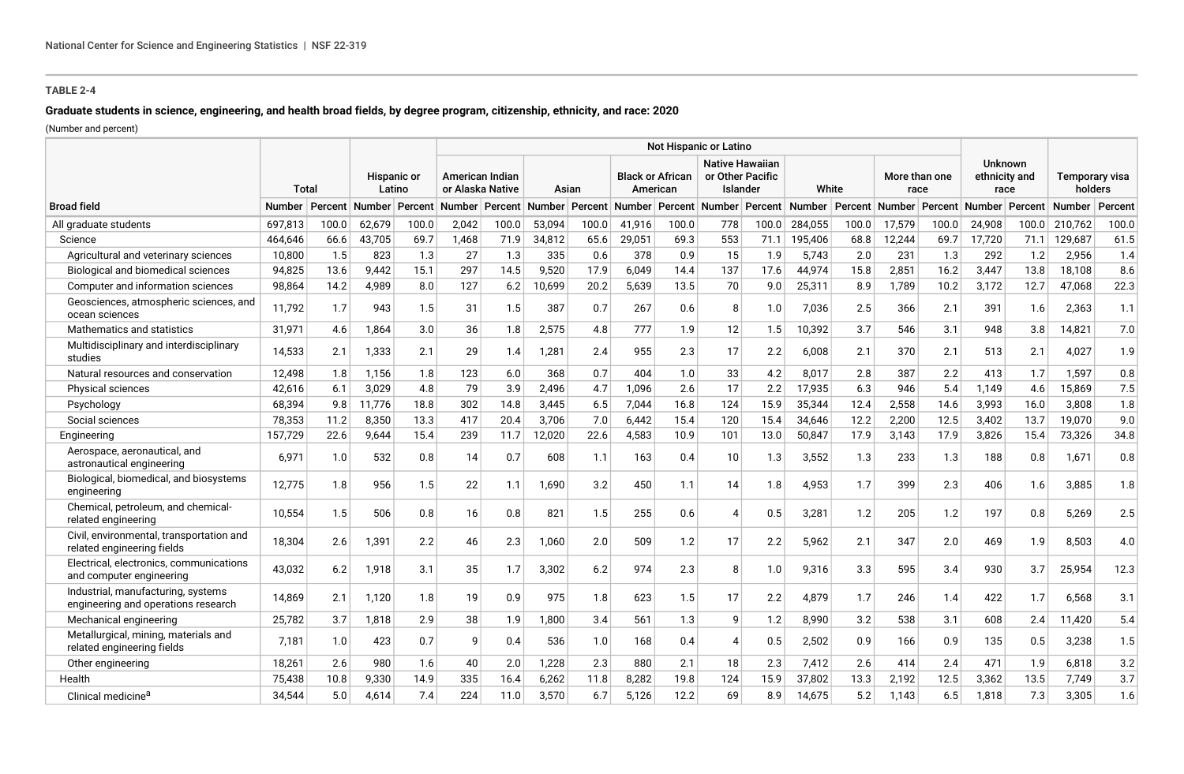**TABLE 2-4**

**Graduate students in science, engineering, and health broad fields, by degree program, citizenship, ethnicity, and race: 2020**

(Number and percent)

| Broad field | Total | | Hispanic or Latino | | Not Hispanic or Latino | | | | | | | | | | | | | | Unknown ethnicity and race | | Temporary visa holders | |
|---|---|---|---|---|---|---|---|---|---|---|---|---|---|---|---|---|---|---|---|---|---|---|
| | | | | | American Indian or Alaska Native | | Asian | | Black or African American | | Native Hawaiian or Other Pacific Islander | | White | | More than one race | | | | | | | |
| | Number | Percent | Number | Percent | Number | Percent | Number | Percent | Number | Percent | Number | Percent | Number | Percent | Number | Percent | | | Number | Percent | Number | Percent |
| All graduate students | 697,813 | 100.0 | 62,679 | 100.0 | 2,042 | 100.0 | 53,094 | 100.0 | 41,916 | 100.0 | 778 | 100.0 | 284,055 | 100.0 | 17,579 | 100.0 | | | 24,908 | 100.0 | 210,762 | 100.0 |
| Science | 464,646 | 66.6 | 43,705 | 69.7 | 1,468 | 71.9 | 34,812 | 65.6 | 29,051 | 69.3 | 553 | 71.1 | 195,406 | 68.8 | 12,244 | 69.7 | | | 17,720 | 71.1 | 129,687 | 61.5 |
| Agricultural and veterinary sciences | 10,800 | 1.5 | 823 | 1.3 | 27 | 1.3 | 335 | 0.6 | 378 | 0.9 | 15 | 1.9 | 5,743 | 2.0 | 231 | 1.3 | | | 292 | 1.2 | 2,956 | 1.4 |
| Biological and biomedical sciences | 94,825 | 13.6 | 9,442 | 15.1 | 297 | 14.5 | 9,520 | 17.9 | 6,049 | 14.4 | 137 | 17.6 | 44,974 | 15.8 | 2,851 | 16.2 | | | 3,447 | 13.8 | 18,108 | 8.6 |
| Computer and information sciences | 98,864 | 14.2 | 4,989 | 8.0 | 127 | 6.2 | 10,699 | 20.2 | 5,639 | 13.5 | 70 | 9.0 | 25,311 | 8.9 | 1,789 | 10.2 | | | 3,172 | 12.7 | 47,068 | 22.3 |
| Geosciences, atmospheric sciences, and ocean sciences | 11,792 | 1.7 | 943 | 1.5 | 31 | 1.5 | 387 | 0.7 | 267 | 0.6 | 8 | 1.0 | 7,036 | 2.5 | 366 | 2.1 | | | 391 | 1.6 | 2,363 | 1.1 |
| Mathematics and statistics | 31,971 | 4.6 | 1,864 | 3.0 | 36 | 1.8 | 2,575 | 4.8 | 777 | 1.9 | 12 | 1.5 | 10,392 | 3.7 | 546 | 3.1 | | | 948 | 3.8 | 14,821 | 7.0 |
| Multidisciplinary and interdisciplinary studies | 14,533 | 2.1 | 1,333 | 2.1 | 29 | 1.4 | 1,281 | 2.4 | 955 | 2.3 | 17 | 2.2 | 6,008 | 2.1 | 370 | 2.1 | | | 513 | 2.1 | 4,027 | 1.9 |
| Natural resources and conservation | 12,498 | 1.8 | 1,156 | 1.8 | 123 | 6.0 | 368 | 0.7 | 404 | 1.0 | 33 | 4.2 | 8,017 | 2.8 | 387 | 2.2 | | | 413 | 1.7 | 1,597 | 0.8 |
| Physical sciences | 42,616 | 6.1 | 3,029 | 4.8 | 79 | 3.9 | 2,496 | 4.7 | 1,096 | 2.6 | 17 | 2.2 | 17,935 | 6.3 | 946 | 5.4 | | | 1,149 | 4.6 | 15,869 | 7.5 |
| Psychology | 68,394 | 9.8 | 11,776 | 18.8 | 302 | 14.8 | 3,445 | 6.5 | 7,044 | 16.8 | 124 | 15.9 | 35,344 | 12.4 | 2,558 | 14.6 | | | 3,993 | 16.0 | 3,808 | 1.8 |
| Social sciences | 78,353 | 11.2 | 8,350 | 13.3 | 417 | 20.4 | 3,706 | 7.0 | 6,442 | 15.4 | 120 | 15.4 | 34,646 | 12.2 | 2,200 | 12.5 | | | 3,402 | 13.7 | 19,070 | 9.0 |
| Engineering | 157,729 | 22.6 | 9,644 | 15.4 | 239 | 11.7 | 12,020 | 22.6 | 4,583 | 10.9 | 101 | 13.0 | 50,847 | 17.9 | 3,143 | 17.9 | | | 3,826 | 15.4 | 73,326 | 34.8 |
| Aerospace, aeronautical, and astronautical engineering | 6,971 | 1.0 | 532 | 0.8 | 14 | 0.7 | 608 | 1.1 | 163 | 0.4 | 10 | 1.3 | 3,552 | 1.3 | 233 | 1.3 | | | 188 | 0.8 | 1,671 | 0.8 |
| Biological, biomedical, and biosystems engineering | 12,775 | 1.8 | 956 | 1.5 | 22 | 1.1 | 1,690 | 3.2 | 450 | 1.1 | 14 | 1.8 | 4,953 | 1.7 | 399 | 2.3 | | | 406 | 1.6 | 3,885 | 1.8 |
| Chemical, petroleum, and chemical-related engineering | 10,554 | 1.5 | 506 | 0.8 | 16 | 0.8 | 821 | 1.5 | 255 | 0.6 | 4 | 0.5 | 3,281 | 1.2 | 205 | 1.2 | | | 197 | 0.8 | 5,269 | 2.5 |
| Civil, environmental, transportation and related engineering fields | 18,304 | 2.6 | 1,391 | 2.2 | 46 | 2.3 | 1,060 | 2.0 | 509 | 1.2 | 17 | 2.2 | 5,962 | 2.1 | 347 | 2.0 | | | 469 | 1.9 | 8,503 | 4.0 |
| Electrical, electronics, communications and computer engineering | 43,032 | 6.2 | 1,918 | 3.1 | 35 | 1.7 | 3,302 | 6.2 | 974 | 2.3 | 8 | 1.0 | 9,316 | 3.3 | 595 | 3.4 | | | 930 | 3.7 | 25,954 | 12.3 |
| Industrial, manufacturing, systems engineering and operations research | 14,869 | 2.1 | 1,120 | 1.8 | 19 | 0.9 | 975 | 1.8 | 623 | 1.5 | 17 | 2.2 | 4,879 | 1.7 | 246 | 1.4 | | | 422 | 1.7 | 6,568 | 3.1 |
| Mechanical engineering | 25,782 | 3.7 | 1,818 | 2.9 | 38 | 1.9 | 1,800 | 3.4 | 561 | 1.3 | 9 | 1.2 | 8,990 | 3.2 | 538 | 3.1 | | | 608 | 2.4 | 11,420 | 5.4 |
| Metallurgical, mining, materials and related engineering fields | 7,181 | 1.0 | 423 | 0.7 | 9 | 0.4 | 536 | 1.0 | 168 | 0.4 | 4 | 0.5 | 2,502 | 0.9 | 166 | 0.9 | | | 135 | 0.5 | 3,238 | 1.5 |
| Other engineering | 18,261 | 2.6 | 980 | 1.6 | 40 | 2.0 | 1,228 | 2.3 | 880 | 2.1 | 18 | 2.3 | 7,412 | 2.6 | 414 | 2.4 | | | 471 | 1.9 | 6,818 | 3.2 |
| Health | 75,438 | 10.8 | 9,330 | 14.9 | 335 | 16.4 | 6,262 | 11.8 | 8,282 | 19.8 | 124 | 15.9 | 37,802 | 13.3 | 2,192 | 12.5 | | | 3,362 | 13.5 | 7,749 | 3.7 |
| Clinical medicine[a] | 34,544 | 5.0 | 4,614 | 7.4 | 224 | 11.0 | 3,570 | 6.7 | 5,126 | 12.2 | 69 | 8.9 | 14,675 | 5.2 | 1,143 | 6.5 | | | 1,818 | 7.3 | 3,305 | 1.6 |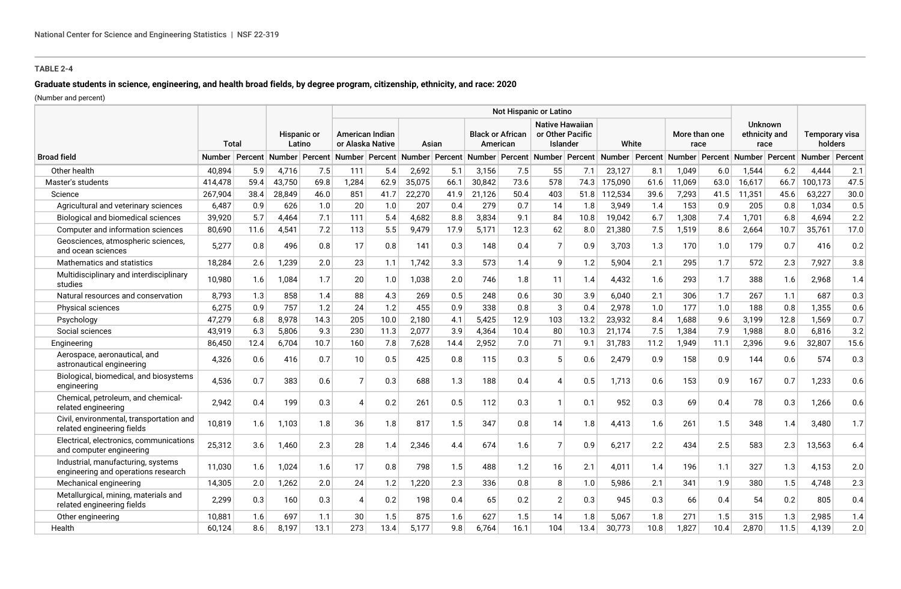**TABLE 2-4**

**Graduate students in science, engineering, and health broad fields, by degree program, citizenship, ethnicity, and race: 2020**

(Number and percent)

| Broad field | Total | | Hispanic or Latino | | Not Hispanic or Latino | | | | | | | | | | | | Unknown ethnicity and race | | Temporary visa holders | |
|---|---|---|---|---|---|---|---|---|---|---|---|---|---|---|---|---|---|---|---|---|
| | | | | | American Indian or Alaska Native | | Asian | | Black or African American | | Native Hawaiian or Other Pacific Islander | | White | | More than one race | | | | | |
| | Number | Percent | Number | Percent | Number | Percent | Number | Percent | Number | Percent | Number | Percent | Number | Percent | Number | Percent | Number | Percent | Number | Percent |
| Other health | 40,894 | 5.9 | 4,716 | 7.5 | 111 | 5.4 | 2,692 | 5.1 | 3,156 | 7.5 | 55 | 7.1 | 23,127 | 8.1 | 1,049 | 6.0 | 1,544 | 6.2 | 4,444 | 2.1 |
| Master's students | 414,478 | 59.4 | 43,750 | 69.8 | 1,284 | 62.9 | 35,075 | 66.1 | 30,842 | 73.6 | 578 | 74.3 | 175,090 | 61.6 | 11,069 | 63.0 | 16,617 | 66.7 | 100,173 | 47.5 |
| Science | 267,904 | 38.4 | 28,849 | 46.0 | 851 | 41.7 | 22,270 | 41.9 | 21,126 | 50.4 | 403 | 51.8 | 112,534 | 39.6 | 7,293 | 41.5 | 11,351 | 45.6 | 63,227 | 30.0 |
| Agricultural and veterinary sciences | 6,487 | 0.9 | 626 | 1.0 | 20 | 1.0 | 207 | 0.4 | 279 | 0.7 | 14 | 1.8 | 3,949 | 1.4 | 153 | 0.9 | 205 | 0.8 | 1,034 | 0.5 |
| Biological and biomedical sciences | 39,920 | 5.7 | 4,464 | 7.1 | 111 | 5.4 | 4,682 | 8.8 | 3,834 | 9.1 | 84 | 10.8 | 19,042 | 6.7 | 1,308 | 7.4 | 1,701 | 6.8 | 4,694 | 2.2 |
| Computer and information sciences | 80,690 | 11.6 | 4,541 | 7.2 | 113 | 5.5 | 9,479 | 17.9 | 5,171 | 12.3 | 62 | 8.0 | 21,380 | 7.5 | 1,519 | 8.6 | 2,664 | 10.7 | 35,761 | 17.0 |
| Geosciences, atmospheric sciences, and ocean sciences | 5,277 | 0.8 | 496 | 0.8 | 17 | 0.8 | 141 | 0.3 | 148 | 0.4 | 7 | 0.9 | 3,703 | 1.3 | 170 | 1.0 | 179 | 0.7 | 416 | 0.2 |
| Mathematics and statistics | 18,284 | 2.6 | 1,239 | 2.0 | 23 | 1.1 | 1,742 | 3.3 | 573 | 1.4 | 9 | 1.2 | 5,904 | 2.1 | 295 | 1.7 | 572 | 2.3 | 7,927 | 3.8 |
| Multidisciplinary and interdisciplinary studies | 10,980 | 1.6 | 1,084 | 1.7 | 20 | 1.0 | 1,038 | 2.0 | 746 | 1.8 | 11 | 1.4 | 4,432 | 1.6 | 293 | 1.7 | 388 | 1.6 | 2,968 | 1.4 |
| Natural resources and conservation | 8,793 | 1.3 | 858 | 1.4 | 88 | 4.3 | 269 | 0.5 | 248 | 0.6 | 30 | 3.9 | 6,040 | 2.1 | 306 | 1.7 | 267 | 1.1 | 687 | 0.3 |
| Physical sciences | 6,275 | 0.9 | 757 | 1.2 | 24 | 1.2 | 455 | 0.9 | 338 | 0.8 | 3 | 0.4 | 2,978 | 1.0 | 177 | 1.0 | 188 | 0.8 | 1,355 | 0.6 |
| Psychology | 47,279 | 6.8 | 8,978 | 14.3 | 205 | 10.0 | 2,180 | 4.1 | 5,425 | 12.9 | 103 | 13.2 | 23,932 | 8.4 | 1,688 | 9.6 | 3,199 | 12.8 | 1,569 | 0.7 |
| Social sciences | 43,919 | 6.3 | 5,806 | 9.3 | 230 | 11.3 | 2,077 | 3.9 | 4,364 | 10.4 | 80 | 10.3 | 21,174 | 7.5 | 1,384 | 7.9 | 1,988 | 8.0 | 6,816 | 3.2 |
| Engineering | 86,450 | 12.4 | 6,704 | 10.7 | 160 | 7.8 | 7,628 | 14.4 | 2,952 | 7.0 | 71 | 9.1 | 31,783 | 11.2 | 1,949 | 11.1 | 2,396 | 9.6 | 32,807 | 15.6 |
| Aerospace, aeronautical, and astronautical engineering | 4,326 | 0.6 | 416 | 0.7 | 10 | 0.5 | 425 | 0.8 | 115 | 0.3 | 5 | 0.6 | 2,479 | 0.9 | 158 | 0.9 | 144 | 0.6 | 574 | 0.3 |
| Biological, biomedical, and biosystems engineering | 4,536 | 0.7 | 383 | 0.6 | 7 | 0.3 | 688 | 1.3 | 188 | 0.4 | 4 | 0.5 | 1,713 | 0.6 | 153 | 0.9 | 167 | 0.7 | 1,233 | 0.6 |
| Chemical, petroleum, and chemical-related engineering | 2,942 | 0.4 | 199 | 0.3 | 4 | 0.2 | 261 | 0.5 | 112 | 0.3 | 1 | 0.1 | 952 | 0.3 | 69 | 0.4 | 78 | 0.3 | 1,266 | 0.6 |
| Civil, environmental, transportation and related engineering fields | 10,819 | 1.6 | 1,103 | 1.8 | 36 | 1.8 | 817 | 1.5 | 347 | 0.8 | 14 | 1.8 | 4,413 | 1.6 | 261 | 1.5 | 348 | 1.4 | 3,480 | 1.7 |
| Electrical, electronics, communications and computer engineering | 25,312 | 3.6 | 1,460 | 2.3 | 28 | 1.4 | 2,346 | 4.4 | 674 | 1.6 | 7 | 0.9 | 6,217 | 2.2 | 434 | 2.5 | 583 | 2.3 | 13,563 | 6.4 |
| Industrial, manufacturing, systems engineering and operations research | 11,030 | 1.6 | 1,024 | 1.6 | 17 | 0.8 | 798 | 1.5 | 488 | 1.2 | 16 | 2.1 | 4,011 | 1.4 | 196 | 1.1 | 327 | 1.3 | 4,153 | 2.0 |
| Mechanical engineering | 14,305 | 2.0 | 1,262 | 2.0 | 24 | 1.2 | 1,220 | 2.3 | 336 | 0.8 | 8 | 1.0 | 5,986 | 2.1 | 341 | 1.9 | 380 | 1.5 | 4,748 | 2.3 |
| Metallurgical, mining, materials and related engineering fields | 2,299 | 0.3 | 160 | 0.3 | 4 | 0.2 | 198 | 0.4 | 65 | 0.2 | 2 | 0.3 | 945 | 0.3 | 66 | 0.4 | 54 | 0.2 | 805 | 0.4 |
| Other engineering | 10,881 | 1.6 | 697 | 1.1 | 30 | 1.5 | 875 | 1.6 | 627 | 1.5 | 14 | 1.8 | 5,067 | 1.8 | 271 | 1.5 | 315 | 1.3 | 2,985 | 1.4 |
| Health | 60,124 | 8.6 | 8,197 | 13.1 | 273 | 13.4 | 5,177 | 9.8 | 6,764 | 16.1 | 104 | 13.4 | 30,773 | 10.8 | 1,827 | 10.4 | 2,870 | 11.5 | 4,139 | 2.0 |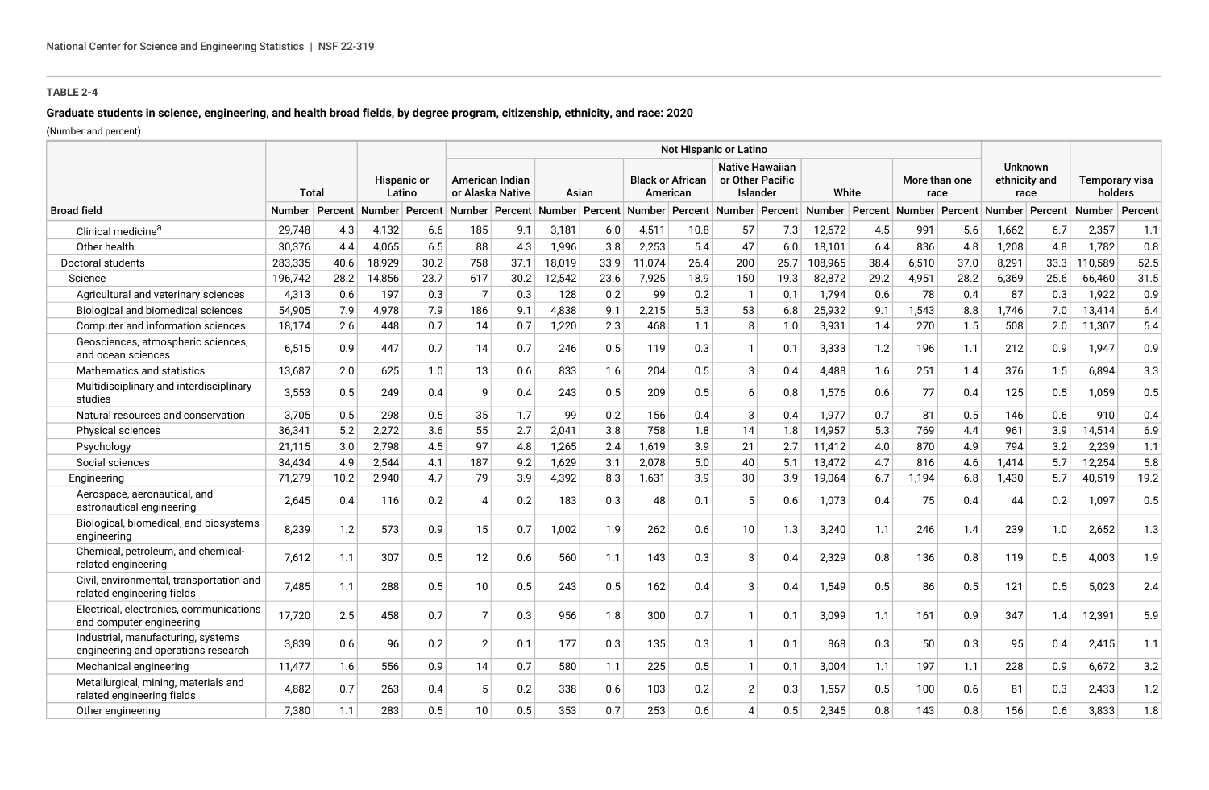**TABLE 2-4**

**Graduate students in science, engineering, and health broad fields, by degree program, citizenship, ethnicity, and race: 2020**

(Number and percent)

| Broad field | Total | | Hispanic or Latino | | Not Hispanic or Latino | | | | | | | | | | | | Unknown ethnicity and race | | Temporary visa holders | |
|---|---|---|---|---|---|---|---|---|---|---|---|---|---|---|---|---|---|---|---|---|
| | | | | | American Indian or Alaska Native | | Asian | | Black or African American | | Native Hawaiian or Other Pacific Islander | | White | | More than one race | | | | | |
| | Number | Percent | Number | Percent | Number | Percent | Number | Percent | Number | Percent | Number | Percent | Number | Percent | Number | Percent | Number | Percent | Number | Percent |
| Clinical medicine[a] | 29,748 | 4.3 | 4,132 | 6.6 | 185 | 9.1 | 3,181 | 6.0 | 4,511 | 10.8 | 57 | 7.3 | 12,672 | 4.5 | 991 | 5.6 | 1,662 | 6.7 | 2,357 | 1.1 |
| Other health | 30,376 | 4.4 | 4,065 | 6.5 | 88 | 4.3 | 1,996 | 3.8 | 2,253 | 5.4 | 47 | 6.0 | 18,101 | 6.4 | 836 | 4.8 | 1,208 | 4.8 | 1,782 | 0.8 |
| Doctoral students | 283,335 | 40.6 | 18,929 | 30.2 | 758 | 37.1 | 18,019 | 33.9 | 11,074 | 26.4 | 200 | 25.7 | 108,965 | 38.4 | 6,510 | 37.0 | 8,291 | 33.3 | 110,589 | 52.5 |
| Science | 196,742 | 28.2 | 14,856 | 23.7 | 617 | 30.2 | 12,542 | 23.6 | 7,925 | 18.9 | 150 | 19.3 | 82,872 | 29.2 | 4,951 | 28.2 | 6,369 | 25.6 | 66,460 | 31.5 |
| Agricultural and veterinary sciences | 4,313 | 0.6 | 197 | 0.3 | 7 | 0.3 | 128 | 0.2 | 99 | 0.2 | 1 | 0.1 | 1,794 | 0.6 | 78 | 0.4 | 87 | 0.3 | 1,922 | 0.9 |
| Biological and biomedical sciences | 54,905 | 7.9 | 4,978 | 7.9 | 186 | 9.1 | 4,838 | 9.1 | 2,215 | 5.3 | 53 | 6.8 | 25,932 | 9.1 | 1,543 | 8.8 | 1,746 | 7.0 | 13,414 | 6.4 |
| Computer and information sciences | 18,174 | 2.6 | 448 | 0.7 | 14 | 0.7 | 1,220 | 2.3 | 468 | 1.1 | 8 | 1.0 | 3,931 | 1.4 | 270 | 1.5 | 508 | 2.0 | 11,307 | 5.4 |
| Geosciences, atmospheric sciences, and ocean sciences | 6,515 | 0.9 | 447 | 0.7 | 14 | 0.7 | 246 | 0.5 | 119 | 0.3 | 1 | 0.1 | 3,333 | 1.2 | 196 | 1.1 | 212 | 0.9 | 1,947 | 0.9 |
| Mathematics and statistics | 13,687 | 2.0 | 625 | 1.0 | 13 | 0.6 | 833 | 1.6 | 204 | 0.5 | 3 | 0.4 | 4,488 | 1.6 | 251 | 1.4 | 376 | 1.5 | 6,894 | 3.3 |
| Multidisciplinary and interdisciplinary studies | 3,553 | 0.5 | 249 | 0.4 | 9 | 0.4 | 243 | 0.5 | 209 | 0.5 | 6 | 0.8 | 1,576 | 0.6 | 77 | 0.4 | 125 | 0.5 | 1,059 | 0.5 |
| Natural resources and conservation | 3,705 | 0.5 | 298 | 0.5 | 35 | 1.7 | 99 | 0.2 | 156 | 0.4 | 3 | 0.4 | 1,977 | 0.7 | 81 | 0.5 | 146 | 0.6 | 910 | 0.4 |
| Physical sciences | 36,341 | 5.2 | 2,272 | 3.6 | 55 | 2.7 | 2,041 | 3.8 | 758 | 1.8 | 14 | 1.8 | 14,957 | 5.3 | 769 | 4.4 | 961 | 3.9 | 14,514 | 6.9 |
| Psychology | 21,115 | 3.0 | 2,798 | 4.5 | 97 | 4.8 | 1,265 | 2.4 | 1,619 | 3.9 | 21 | 2.7 | 11,412 | 4.0 | 870 | 4.9 | 794 | 3.2 | 2,239 | 1.1 |
| Social sciences | 34,434 | 4.9 | 2,544 | 4.1 | 187 | 9.2 | 1,629 | 3.1 | 2,078 | 5.0 | 40 | 5.1 | 13,472 | 4.7 | 816 | 4.6 | 1,414 | 5.7 | 12,254 | 5.8 |
| Engineering | 71,279 | 10.2 | 2,940 | 4.7 | 79 | 3.9 | 4,392 | 8.3 | 1,631 | 3.9 | 30 | 3.9 | 19,064 | 6.7 | 1,194 | 6.8 | 1,430 | 5.7 | 40,519 | 19.2 |
| Aerospace, aeronautical, and astronautical engineering | 2,645 | 0.4 | 116 | 0.2 | 4 | 0.2 | 183 | 0.3 | 48 | 0.1 | 5 | 0.6 | 1,073 | 0.4 | 75 | 0.4 | 44 | 0.2 | 1,097 | 0.5 |
| Biological, biomedical, and biosystems engineering | 8,239 | 1.2 | 573 | 0.9 | 15 | 0.7 | 1,002 | 1.9 | 262 | 0.6 | 10 | 1.3 | 3,240 | 1.1 | 246 | 1.4 | 239 | 1.0 | 2,652 | 1.3 |
| Chemical, petroleum, and chemical-related engineering | 7,612 | 1.1 | 307 | 0.5 | 12 | 0.6 | 560 | 1.1 | 143 | 0.3 | 3 | 0.4 | 2,329 | 0.8 | 136 | 0.8 | 119 | 0.5 | 4,003 | 1.9 |
| Civil, environmental, transportation and related engineering fields | 7,485 | 1.1 | 288 | 0.5 | 10 | 0.5 | 243 | 0.5 | 162 | 0.4 | 3 | 0.4 | 1,549 | 0.5 | 86 | 0.5 | 121 | 0.5 | 5,023 | 2.4 |
| Electrical, electronics, communications and computer engineering | 17,720 | 2.5 | 458 | 0.7 | 7 | 0.3 | 956 | 1.8 | 300 | 0.7 | 1 | 0.1 | 3,099 | 1.1 | 161 | 0.9 | 347 | 1.4 | 12,391 | 5.9 |
| Industrial, manufacturing, systems engineering and operations research | 3,839 | 0.6 | 96 | 0.2 | 2 | 0.1 | 177 | 0.3 | 135 | 0.3 | 1 | 0.1 | 868 | 0.3 | 50 | 0.3 | 95 | 0.4 | 2,415 | 1.1 |
| Mechanical engineering | 11,477 | 1.6 | 556 | 0.9 | 14 | 0.7 | 580 | 1.1 | 225 | 0.5 | 1 | 0.1 | 3,004 | 1.1 | 197 | 1.1 | 228 | 0.9 | 6,672 | 3.2 |
| Metallurgical, mining, materials and related engineering fields | 4,882 | 0.7 | 263 | 0.4 | 5 | 0.2 | 338 | 0.6 | 103 | 0.2 | 2 | 0.3 | 1,557 | 0.5 | 100 | 0.6 | 81 | 0.3 | 2,433 | 1.2 |
| Other engineering | 7,380 | 1.1 | 283 | 0.5 | 10 | 0.5 | 353 | 0.7 | 253 | 0.6 | 4 | 0.5 | 2,345 | 0.8 | 143 | 0.8 | 156 | 0.6 | 3,833 | 1.8 |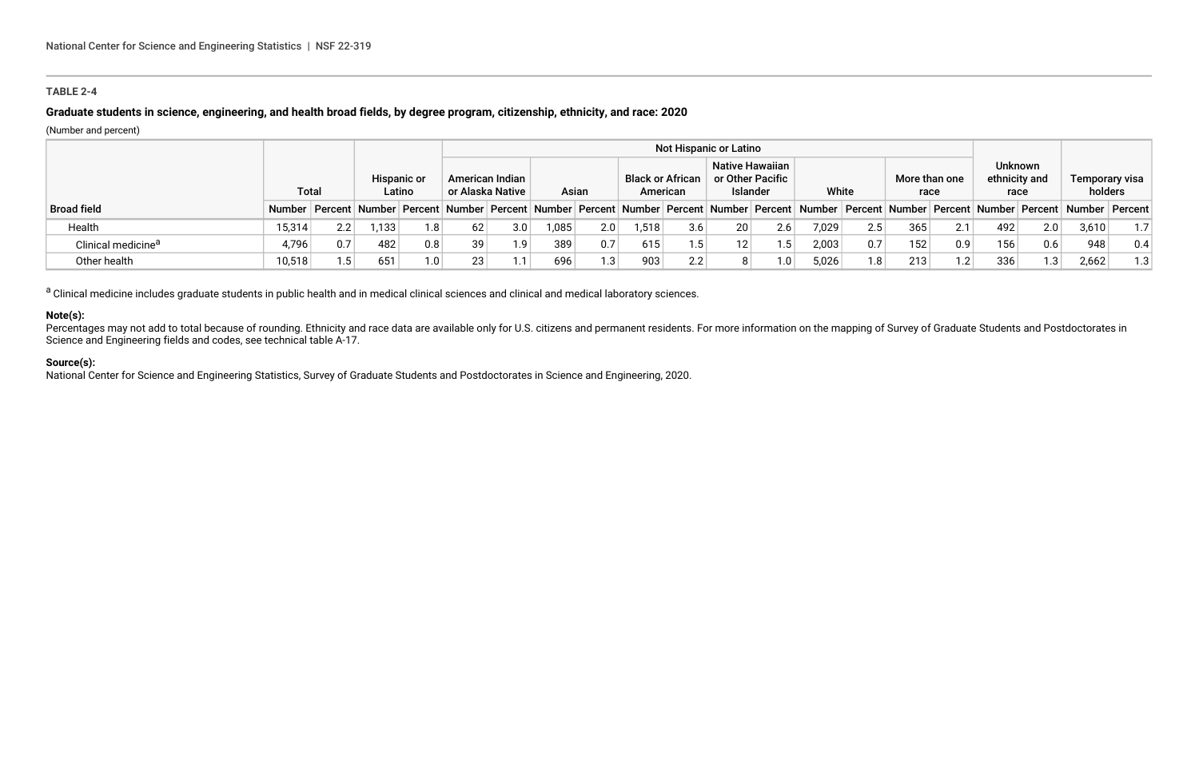**TABLE 2-4**

**Graduate students in science, engineering, and health broad fields, by degree program, citizenship, ethnicity, and race: 2020**

(Number and percent)

| Broad field | Total | | Hispanic or Latino | | Not Hispanic or Latino | | | | | | | | | | | | Unknown ethnicity and race | | Temporary visa holders | |
|---|---|---|---|---|---|---|---|---|---|---|---|---|---|---|---|---|---|---|---|---|
| | | | | | American Indian or Alaska Native | | Asian | | Black or African American | | Native Hawaiian or Other Pacific Islander | | White | | More than one race | | | | | |
| | Number | Percent | Number | Percent | Number | Percent | Number | Percent | Number | Percent | Number | Percent | Number | Percent | Number | Percent | Number | Percent | Number | Percent |
| Health | 15,314 | 2.2 | 1,133 | 1.8 | 62 | 3.0 | 1,085 | 2.0 | 1,518 | 3.6 | 20 | 2.6 | 7,029 | 2.5 | 365 | 2.1 | 492 | 2.0 | 3,610 | 1.7 |
| Clinical medicine[a] | 4,796 | 0.7 | 482 | 0.8 | 39 | 1.9 | 389 | 0.7 | 615 | 1.5 | 12 | 1.5 | 2,003 | 0.7 | 152 | 0.9 | 156 | 0.6 | 948 | 0.4 |
| Other health | 10,518 | 1.5 | 651 | 1.0 | 23 | 1.1 | 696 | 1.3 | 903 | 2.2 | 8 | 1.0 | 5,026 | 1.8 | 213 | 1.2 | 336 | 1.3 | 2,662 | 1.3 |

[a] Clinical medicine includes graduate students in public health and in medical clinical sciences and clinical and medical laboratory sciences.

**Note(s):**

Percentages may not add to total because of rounding. Ethnicity and race data are available only for U.S. citizens and permanent residents. For more information on the mapping of Survey of Graduate Students and Postdoctorates in Science and Engineering fields and codes, see technical table A-17.

**Source(s):**

National Center for Science and Engineering Statistics, Survey of Graduate Students and Postdoctorates in Science and Engineering, 2020.